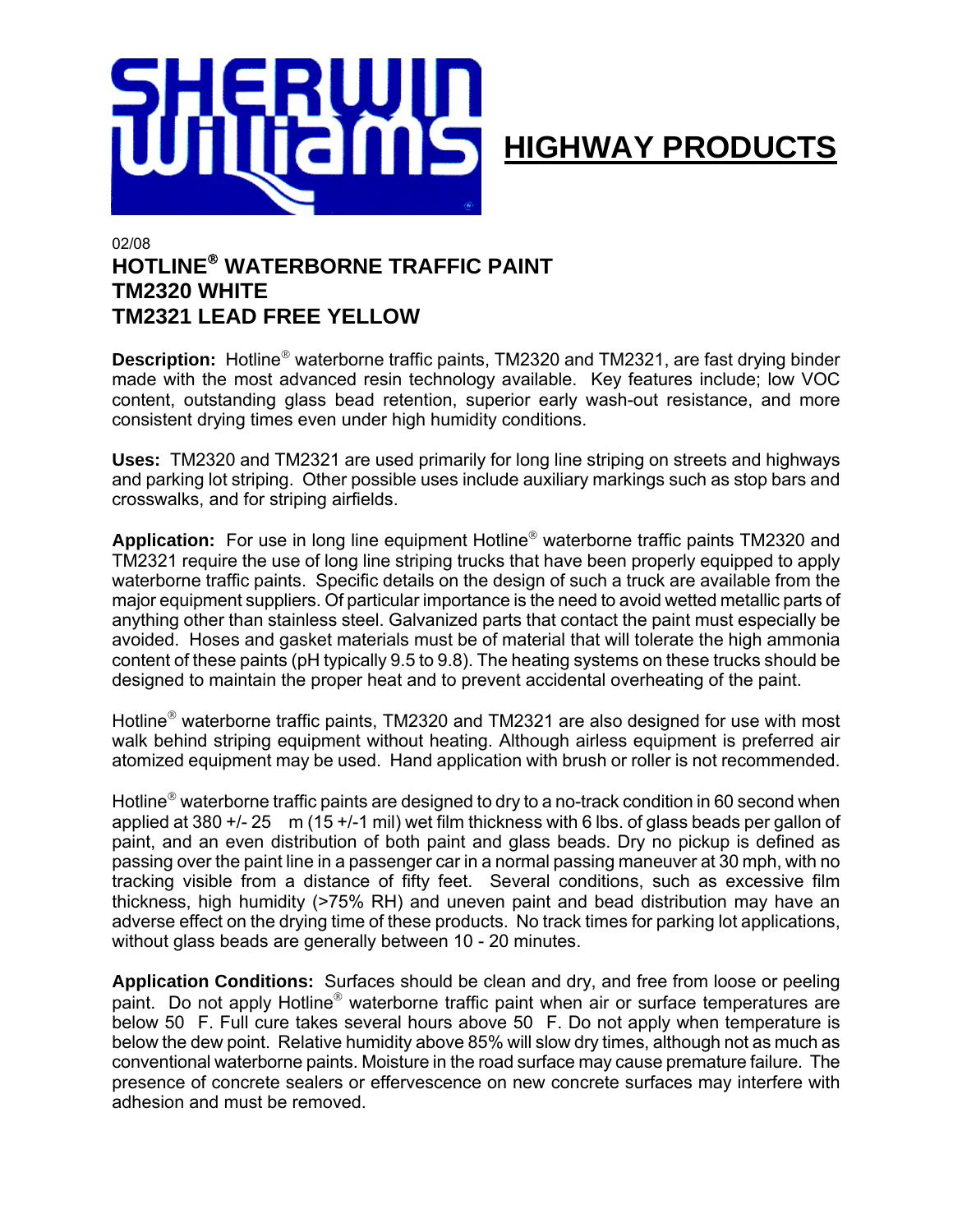# HIGHWAY PRODUCTS

02/08

## HOTLINE® WATERBORNE TRAFFIC PAINT
## TM2320 WHITE
## TM2321 LEAD FREE YELLOW

**Description:** Hotline® waterborne traffic paints, TM2320 and TM2321, are fast drying binder made with the most advanced resin technology available. Key features include; low VOC content, outstanding glass bead retention, superior early wash-out resistance, and more consistent drying times even under high humidity conditions.

**Uses:** TM2320 and TM2321 are used primarily for long line striping on streets and highways and parking lot striping. Other possible uses include auxiliary markings such as stop bars and crosswalks, and for striping airfields.

**Application:** For use in long line equipment Hotline® waterborne traffic paints TM2320 and TM2321 require the use of long line striping trucks that have been properly equipped to apply waterborne traffic paints. Specific details on the design of such a truck are available from the major equipment suppliers. Of particular importance is the need to avoid wetted metallic parts of anything other than stainless steel. Galvanized parts that contact the paint must especially be avoided. Hoses and gasket materials must be of material that will tolerate the high ammonia content of these paints (pH typically 9.5 to 9.8). The heating systems on these trucks should be designed to maintain the proper heat and to prevent accidental overheating of the paint.

Hotline® waterborne traffic paints, TM2320 and TM2321 are also designed for use with most walk behind striping equipment without heating. Although airless equipment is preferred air atomized equipment may be used. Hand application with brush or roller is not recommended.

Hotline® waterborne traffic paints are designed to dry to a no-track condition in 60 second when applied at 380 +/- 25 µm (15 +/-1 mil) wet film thickness with 6 lbs. of glass beads per gallon of paint, and an even distribution of both paint and glass beads. Dry no pickup is defined as passing over the paint line in a passenger car in a normal passing maneuver at 30 mph, with no tracking visible from a distance of fifty feet. Several conditions, such as excessive film thickness, high humidity (>75% RH) and uneven paint and bead distribution may have an adverse effect on the drying time of these products. No track times for parking lot applications, without glass beads are generally between 10 - 20 minutes.

**Application Conditions:** Surfaces should be clean and dry, and free from loose or peeling paint. Do not apply Hotline® waterborne traffic paint when air or surface temperatures are below 50 °F. Full cure takes several hours above 50 °F. Do not apply when temperature is below the dew point. Relative humidity above 85% will slow dry times, although not as much as conventional waterborne paints. Moisture in the road surface may cause premature failure. The presence of concrete sealers or effervescence on new concrete surfaces may interfere with adhesion and must be removed.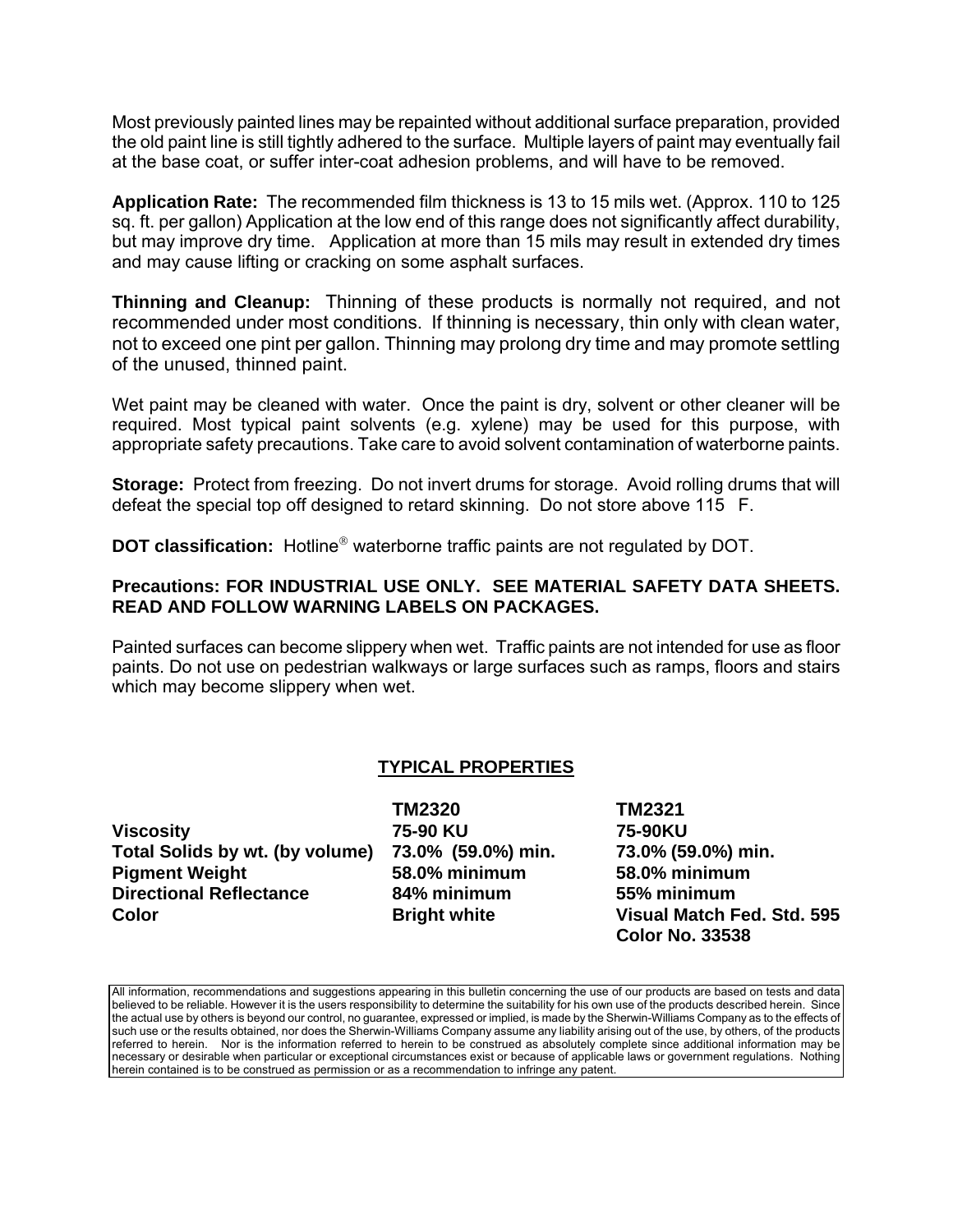Most previously painted lines may be repainted without additional surface preparation, provided the old paint line is still tightly adhered to the surface. Multiple layers of paint may eventually fail at the base coat, or suffer inter-coat adhesion problems, and will have to be removed.

**Application Rate:** The recommended film thickness is 13 to 15 mils wet. (Approx. 110 to 125 sq. ft. per gallon) Application at the low end of this range does not significantly affect durability, but may improve dry time. Application at more than 15 mils may result in extended dry times and may cause lifting or cracking on some asphalt surfaces.

**Thinning and Cleanup:** Thinning of these products is normally not required, and not recommended under most conditions. If thinning is necessary, thin only with clean water, not to exceed one pint per gallon. Thinning may prolong dry time and may promote settling of the unused, thinned paint.

Wet paint may be cleaned with water. Once the paint is dry, solvent or other cleaner will be required. Most typical paint solvents (e.g. xylene) may be used for this purpose, with appropriate safety precautions. Take care to avoid solvent contamination of waterborne paints.

**Storage:** Protect from freezing. Do not invert drums for storage. Avoid rolling drums that will defeat the special top off designed to retard skinning. Do not store above 115 F.

**DOT classification:** Hotline® waterborne traffic paints are not regulated by DOT.

**Precautions: FOR INDUSTRIAL USE ONLY. SEE MATERIAL SAFETY DATA SHEETS. READ AND FOLLOW WARNING LABELS ON PACKAGES.**

Painted surfaces can become slippery when wet. Traffic paints are not intended for use as floor paints. Do not use on pedestrian walkways or large surfaces such as ramps, floors and stairs which may become slippery when wet.

## TYPICAL PROPERTIES

| | TM2320 | TM2321 |
|---|---|---|
| **Viscosity** | **75-90 KU** | **75-90KU** |
| **Total Solids by wt. (by volume)** | **73.0% (59.0%) min.** | **73.0% (59.0%) min.** |
| **Pigment Weight** | **58.0% minimum** | **58.0% minimum** |
| **Directional Reflectance** | **84% minimum** | **55% minimum** |
| **Color** | **Bright white** | **Visual Match Fed. Std. 595 Color No. 33538** |

All information, recommendations and suggestions appearing in this bulletin concerning the use of our products are based on tests and data believed to be reliable. However it is the users responsibility to determine the suitability for his own use of the products described herein. Since the actual use by others is beyond our control, no guarantee, expressed or implied, is made by the Sherwin-Williams Company as to the effects of such use or the results obtained, nor does the Sherwin-Williams Company assume any liability arising out of the use, by others, of the products referred to herein. Nor is the information referred to herein to be construed as absolutely complete since additional information may be necessary or desirable when particular or exceptional circumstances exist or because of applicable laws or government regulations. Nothing herein contained is to be construed as permission or as a recommendation to infringe any patent.